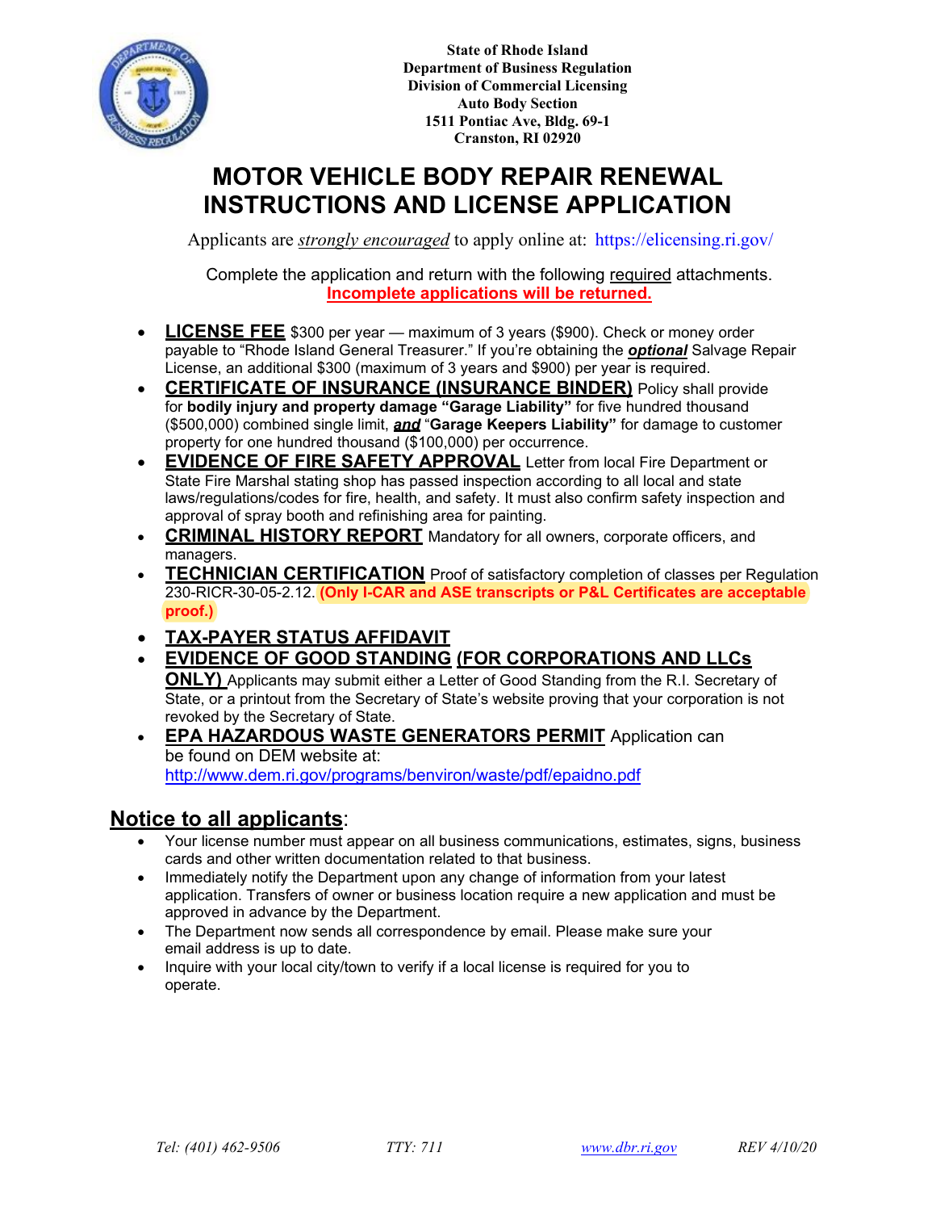**State of Rhode Island**
**Department of Business Regulation**
**Division of Commercial Licensing**
**Auto Body Section**
**1511 Pontiac Ave, Bldg. 69-1**
**Cranston, RI 02920**

# MOTOR VEHICLE BODY REPAIR RENEWAL INSTRUCTIONS AND LICENSE APPLICATION

Applicants are *strongly encouraged* to apply online at: https://elicensing.ri.gov/

Complete the application and return with the following required attachments.
**Incomplete applications will be returned.**

- **LICENSE FEE** $300 per year — maximum of 3 years ($900). Check or money order payable to "Rhode Island General Treasurer." If you're obtaining the ***optional*** Salvage Repair License, an additional $300 (maximum of 3 years and $900) per year is required.
- **CERTIFICATE OF INSURANCE (INSURANCE BINDER)** Policy shall provide for **bodily injury and property damage "Garage Liability"** for five hundred thousand ($500,000) combined single limit, ***and*** "**Garage Keepers Liability"** for damage to customer property for one hundred thousand ($100,000) per occurrence.
- **EVIDENCE OF FIRE SAFETY APPROVAL** Letter from local Fire Department or State Fire Marshal stating shop has passed inspection according to all local and state laws/regulations/codes for fire, health, and safety. It must also confirm safety inspection and approval of spray booth and refinishing area for painting.
- **CRIMINAL HISTORY REPORT** Mandatory for all owners, corporate officers, and managers.
- **TECHNICIAN CERTIFICATION** Proof of satisfactory completion of classes per Regulation 230-RICR-30-05-2.12. **(Only I-CAR and ASE transcripts or P&L Certificates are acceptable proof.)**
- **TAX-PAYER STATUS AFFIDAVIT**
- **EVIDENCE OF GOOD STANDING (FOR CORPORATIONS AND LLCs ONLY)** Applicants may submit either a Letter of Good Standing from the R.I. Secretary of State, or a printout from the Secretary of State's website proving that your corporation is not revoked by the Secretary of State.
- **EPA HAZARDOUS WASTE GENERATORS PERMIT** Application can be found on DEM website at: http://www.dem.ri.gov/programs/benviron/waste/pdf/epaidno.pdf

## Notice to all applicants:

- Your license number must appear on all business communications, estimates, signs, business cards and other written documentation related to that business.
- Immediately notify the Department upon any change of information from your latest application. Transfers of owner or business location require a new application and must be approved in advance by the Department.
- The Department now sends all correspondence by email. Please make sure your email address is up to date.
- Inquire with your local city/town to verify if a local license is required for you to operate.

*Tel: (401) 462-9506* *TTY: 711* *www.dbr.ri.gov* *REV 4/10/20*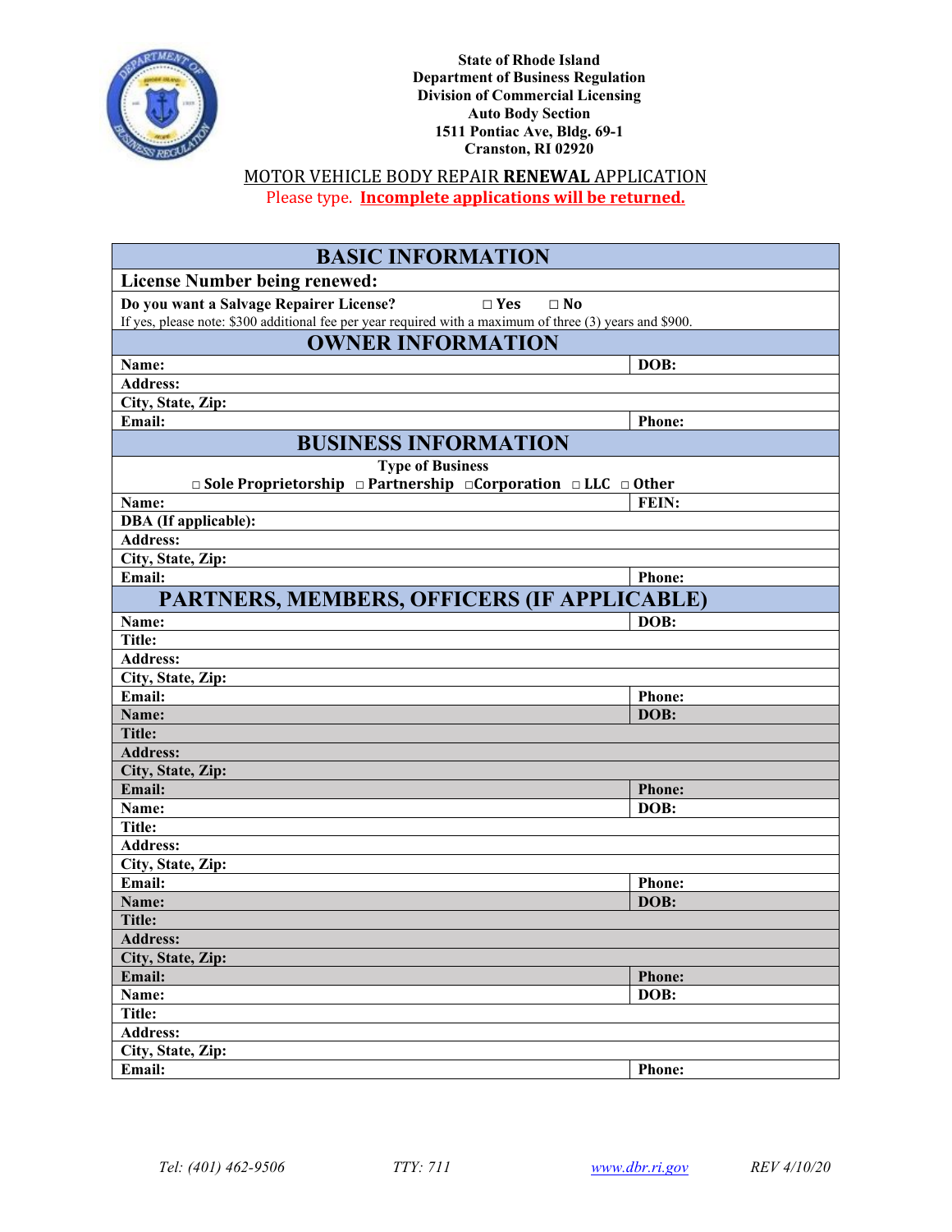State of Rhode Island
Department of Business Regulation
Division of Commercial Licensing
Auto Body Section
1511 Pontiac Ave, Bldg. 69-1
Cranston, RI 02920

# MOTOR VEHICLE BODY REPAIR **RENEWAL** APPLICATION

Please type. **Incomplete applications will be returned.**

| **BASIC INFORMATION** | |
|---|---|
| **License Number being renewed:** | |
| **Do you want a Salvage Repairer License?** □ Yes □ No<br>If yes, please note: $300 additional fee per year required with a maximum of three (3) years and $900. | |
| **OWNER INFORMATION** | |
| **Name:** | **DOB:** |
| **Address:** | |
| **City, State, Zip:** | |
| **Email:** | **Phone:** |
| **BUSINESS INFORMATION** | |
| **Type of Business**<br>□ Sole Proprietorship □ Partnership □Corporation □ LLC □ Other | |
| **Name:** | **FEIN:** |
| **DBA (If applicable):** | |
| **Address:** | |
| **City, State, Zip:** | |
| **Email:** | **Phone:** |
| **PARTNERS, MEMBERS, OFFICERS (IF APPLICABLE)** | |
| **Name:** | **DOB:** |
| **Title:** | |
| **Address:** | |
| **City, State, Zip:** | |
| **Email:** | **Phone:** |
| **Name:** | **DOB:** |
| **Title:** | |
| **Address:** | |
| **City, State, Zip:** | |
| **Email:** | **Phone:** |
| **Name:** | **DOB:** |
| **Title:** | |
| **Address:** | |
| **City, State, Zip:** | |
| **Email:** | **Phone:** |
| **Name:** | **DOB:** |
| **Title:** | |
| **Address:** | |
| **City, State, Zip:** | |
| **Email:** | **Phone:** |
| **Name:** | **DOB:** |
| **Title:** | |
| **Address:** | |
| **City, State, Zip:** | |
| **Email:** | **Phone:** |

*Tel: (401) 462-9506* *TTY: 711* *www.dbr.ri.gov* *REV 4/10/20*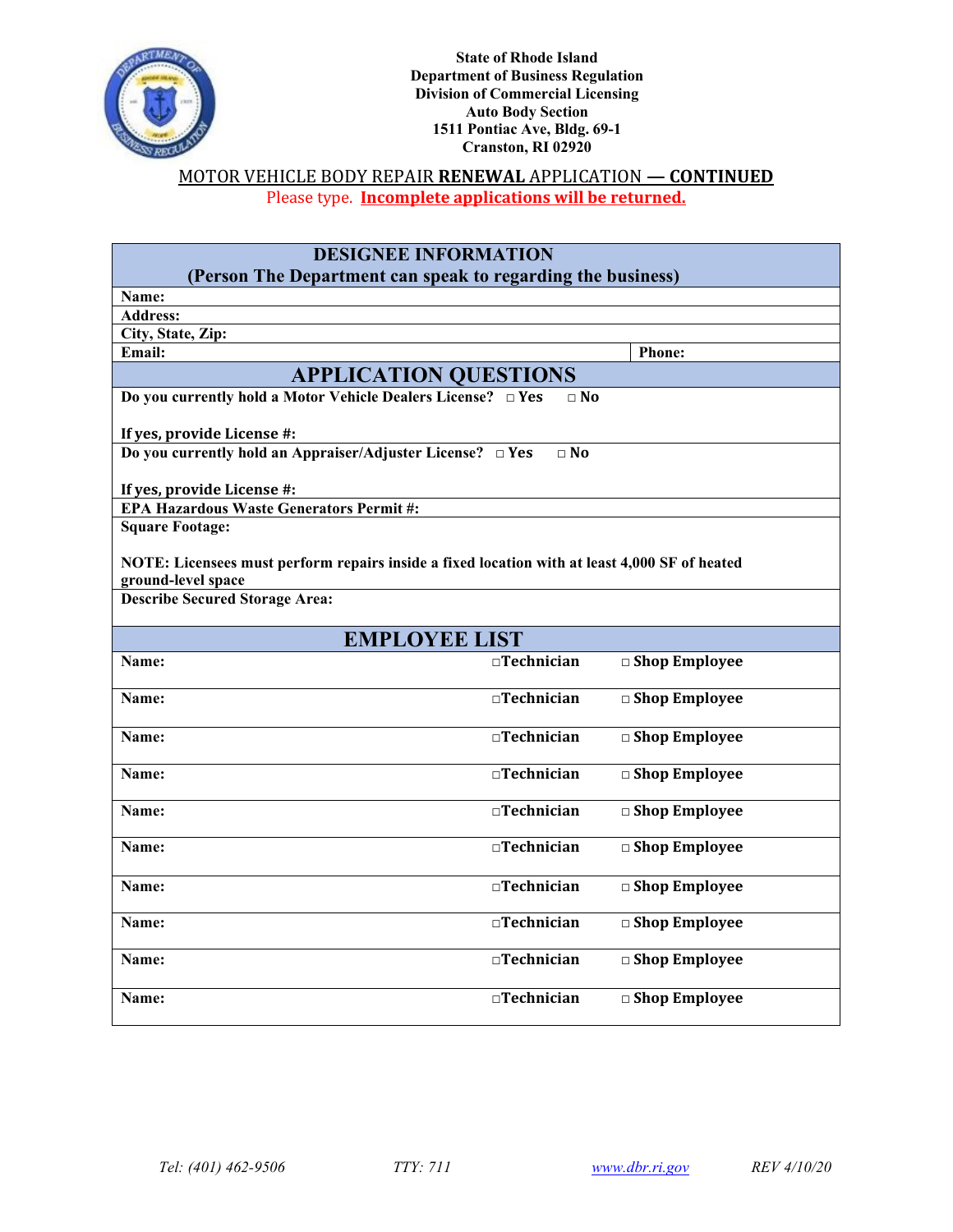**State of Rhode Island**
**Department of Business Regulation**
**Division of Commercial Licensing**
**Auto Body Section**
**1511 Pontiac Ave, Bldg. 69-1**
**Cranston, RI 02920**

## MOTOR VEHICLE BODY REPAIR **RENEWAL** APPLICATION **— CONTINUED**

Please type. **Incomplete applications will be returned.**

| **DESIGNEE INFORMATION (Person The Department can speak to regarding the business)** | |
|---|---|
| **Name:** | |
| **Address:** | |
| **City, State, Zip:** | |
| **Email:** | **Phone:** |

## APPLICATION QUESTIONS

**Do you currently hold a Motor Vehicle Dealers License?** □ **Yes** □ **No**

**If yes, provide License #:**

**Do you currently hold an Appraiser/Adjuster License?** □ **Yes** □ **No**

**If yes, provide License #:**

**EPA Hazardous Waste Generators Permit #:**

**Square Footage:**

**NOTE: Licensees must perform repairs inside a fixed location with at least 4,000 SF of heated ground-level space**

**Describe Secured Storage Area:**

## EMPLOYEE LIST

| | | |
|---|---|---|
| **Name:** | □**Technician** | □ **Shop Employee** |
| **Name:** | □**Technician** | □ **Shop Employee** |
| **Name:** | □**Technician** | □ **Shop Employee** |
| **Name:** | □**Technician** | □ **Shop Employee** |
| **Name:** | □**Technician** | □ **Shop Employee** |
| **Name:** | □**Technician** | □ **Shop Employee** |
| **Name:** | □**Technician** | □ **Shop Employee** |
| **Name:** | □**Technician** | □ **Shop Employee** |
| **Name:** | □**Technician** | □ **Shop Employee** |
| **Name:** | □**Technician** | □ **Shop Employee** |

*Tel: (401) 462-9506* *TTY: 711* *www.dbr.ri.gov* *REV 4/10/20*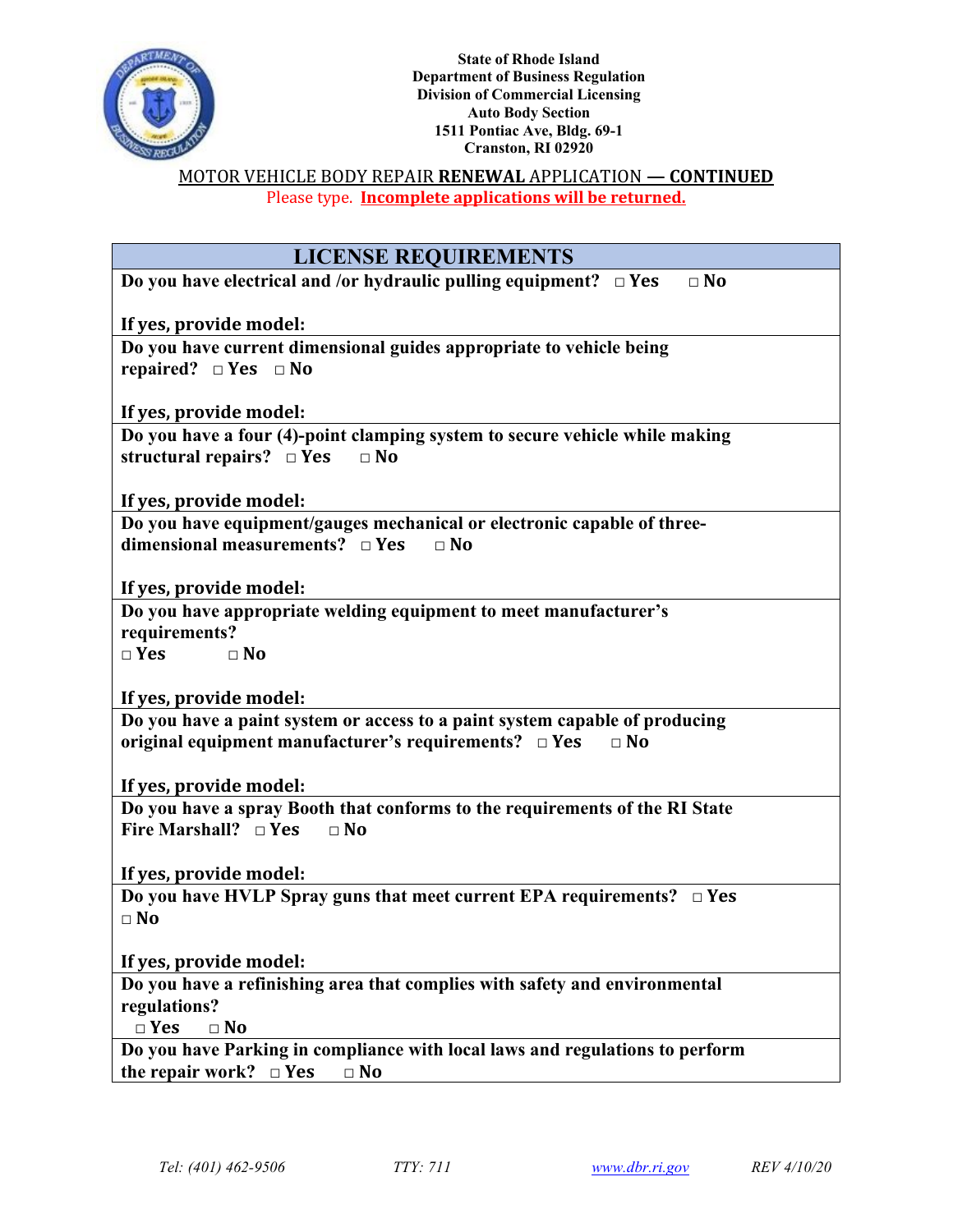State of Rhode Island
Department of Business Regulation
Division of Commercial Licensing
Auto Body Section
1511 Pontiac Ave, Bldg. 69-1
Cranston, RI 02920

MOTOR VEHICLE BODY REPAIR **RENEWAL** APPLICATION **— CONTINUED**

Please type. **Incomplete applications will be returned.**

## LICENSE REQUIREMENTS

**Do you have electrical and /or hydraulic pulling equipment?** □ Yes □ No

**If yes, provide model:**

**Do you have current dimensional guides appropriate to vehicle being repaired?** □ Yes □ No

**If yes, provide model:**

**Do you have a four (4)-point clamping system to secure vehicle while making structural repairs?** □ Yes □ No

**If yes, provide model:**

**Do you have equipment/gauges mechanical or electronic capable of three-dimensional measurements?** □ Yes □ No

**If yes, provide model:**

**Do you have appropriate welding equipment to meet manufacturer's requirements?**
□ Yes □ No

**If yes, provide model:**

**Do you have a paint system or access to a paint system capable of producing original equipment manufacturer's requirements?** □ Yes □ No

**If yes, provide model:**

**Do you have a spray Booth that conforms to the requirements of the RI State Fire Marshall?** □ Yes □ No

**If yes, provide model:**

**Do you have HVLP Spray guns that meet current EPA requirements?** □ Yes □ No

**If yes, provide model:**

**Do you have a refinishing area that complies with safety and environmental regulations?**
□ Yes □ No

**Do you have Parking in compliance with local laws and regulations to perform the repair work?** □ Yes □ No

*Tel: (401) 462-9506* *TTY: 711* *www.dbr.ri.gov* *REV 4/10/20*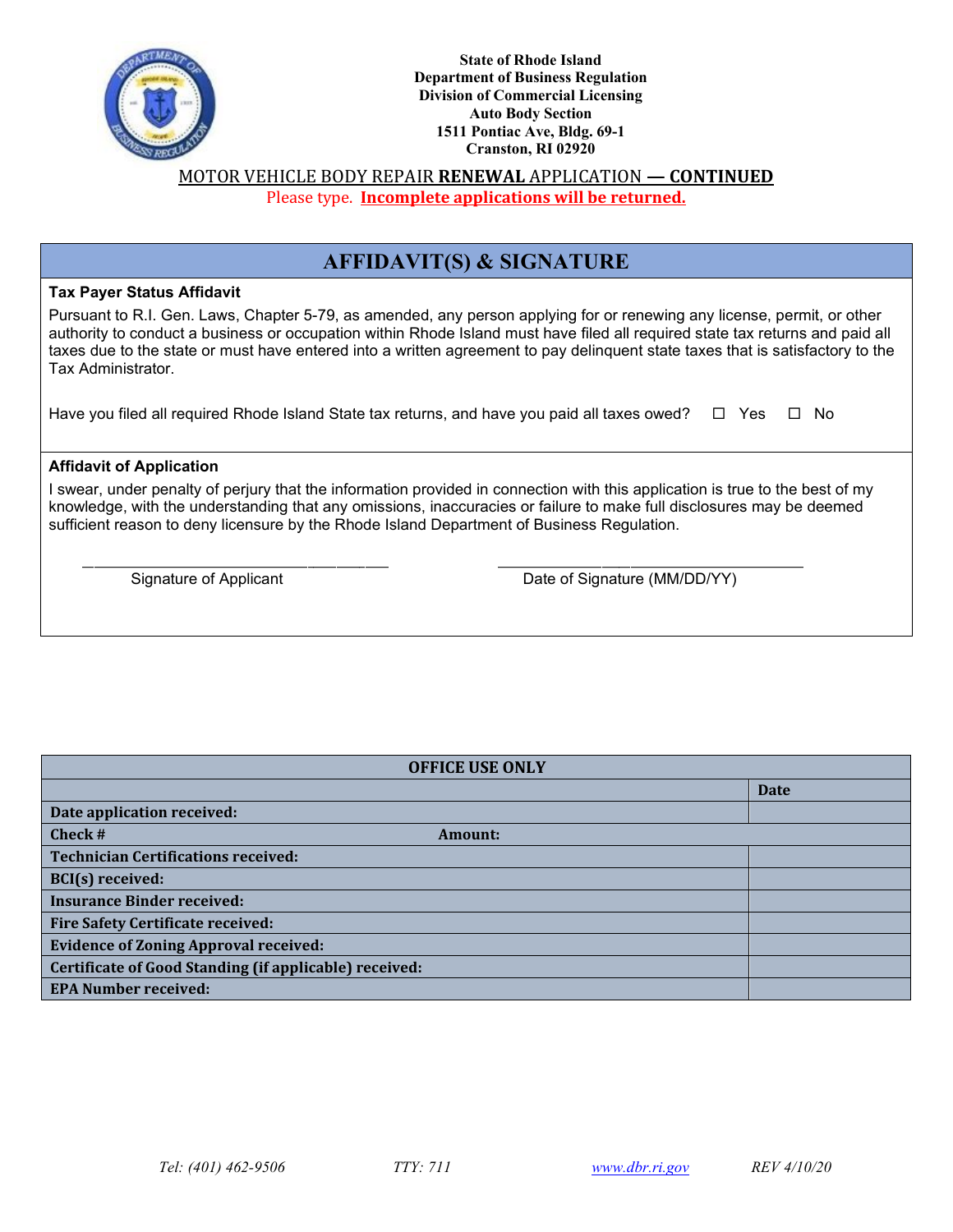State of Rhode Island
Department of Business Regulation
Division of Commercial Licensing
Auto Body Section
1511 Pontiac Ave, Bldg. 69-1
Cranston, RI 02920

MOTOR VEHICLE BODY REPAIR **RENEWAL** APPLICATION **— CONTINUED**

Please type. **Incomplete applications will be returned.**

## AFFIDAVIT(S) & SIGNATURE

**Tax Payer Status Affidavit**

Pursuant to R.I. Gen. Laws, Chapter 5-79, as amended, any person applying for or renewing any license, permit, or other authority to conduct a business or occupation within Rhode Island must have filed all required state tax returns and paid all taxes due to the state or must have entered into a written agreement to pay delinquent state taxes that is satisfactory to the Tax Administrator.

Have you filed all required Rhode Island State tax returns, and have you paid all taxes owed? ☐ Yes ☐ No

**Affidavit of Application**

I swear, under penalty of perjury that the information provided in connection with this application is true to the best of my knowledge, with the understanding that any omissions, inaccuracies or failure to make full disclosures may be deemed sufficient reason to deny licensure by the Rhode Island Department of Business Regulation.

_________________________________ Signature of Applicant

_________________________________ Date of Signature (MM/DD/YY)

| OFFICE USE ONLY | |
|---|---|
| | **Date** |
| **Date application received:** | |
| **Check #** **Amount:** | |
| **Technician Certifications received:** | |
| **BCI(s) received:** | |
| **Insurance Binder received:** | |
| **Fire Safety Certificate received:** | |
| **Evidence of Zoning Approval received:** | |
| **Certificate of Good Standing (if applicable) received:** | |
| **EPA Number received:** | |

*Tel: (401) 462-9506* *TTY: 711* *www.dbr.ri.gov* *REV 4/10/20*